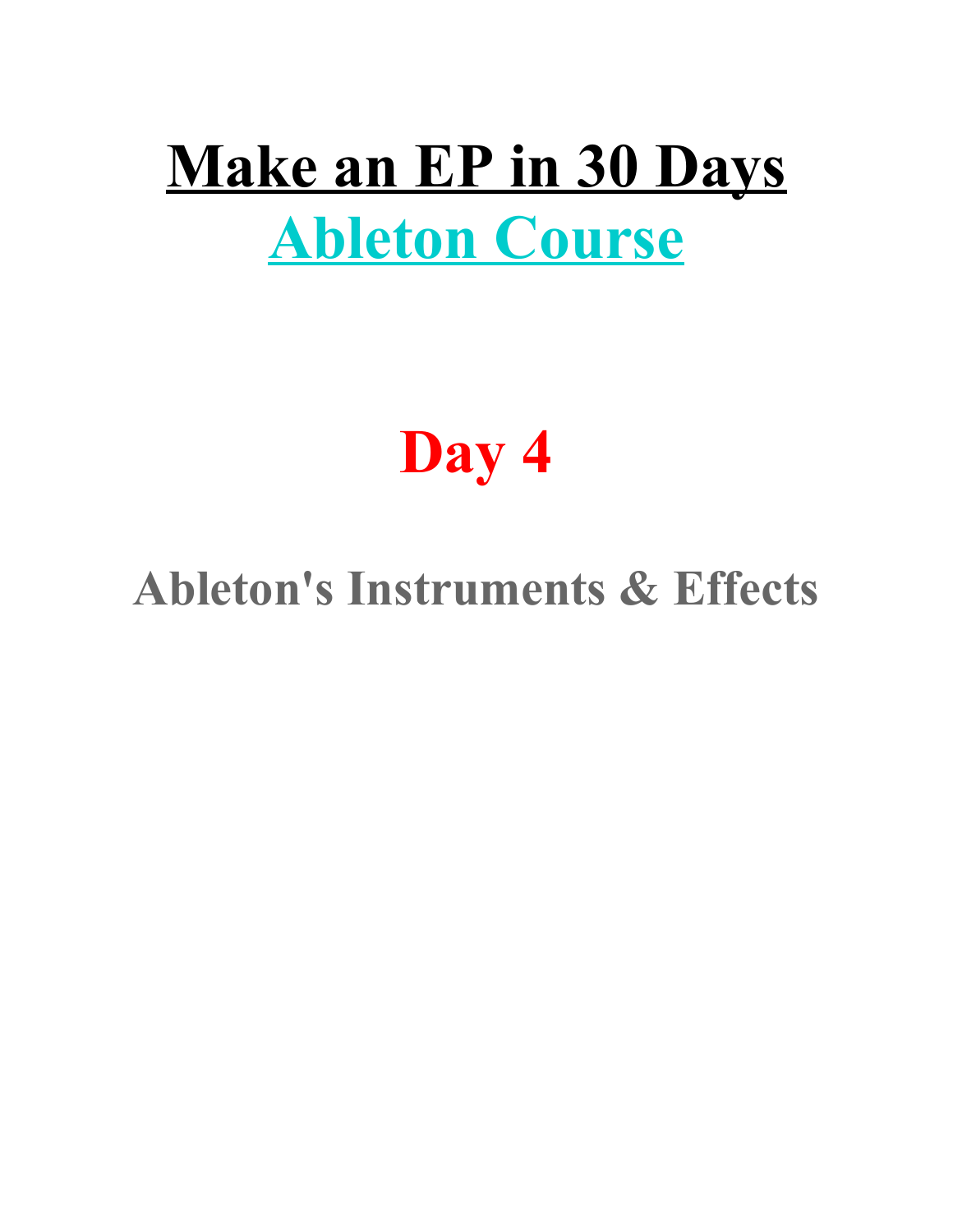# Make an EP in 30 Days
# Ableton Course

# Day 4

## Ableton's Instruments & Effects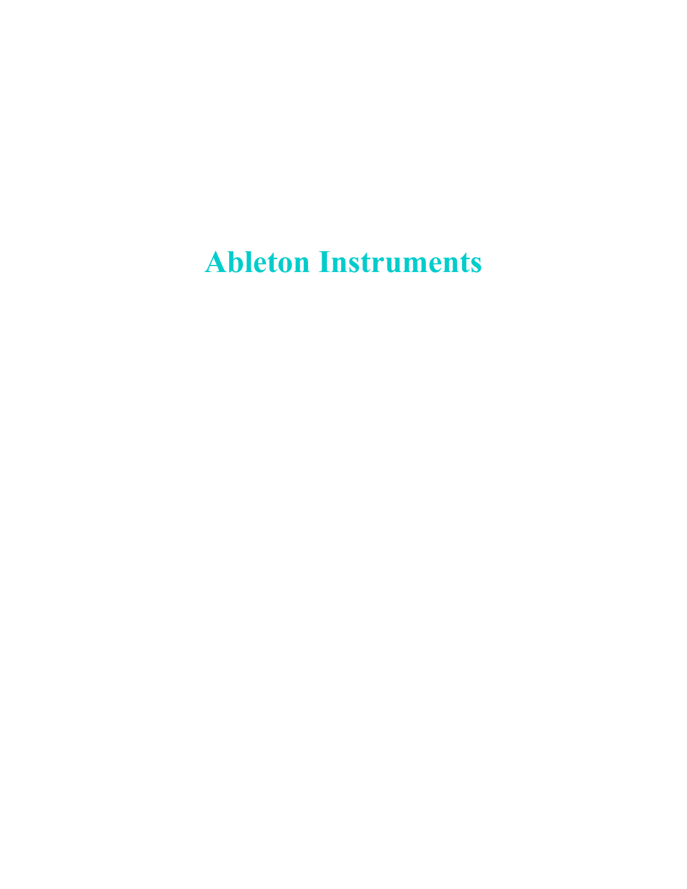# Ableton Instruments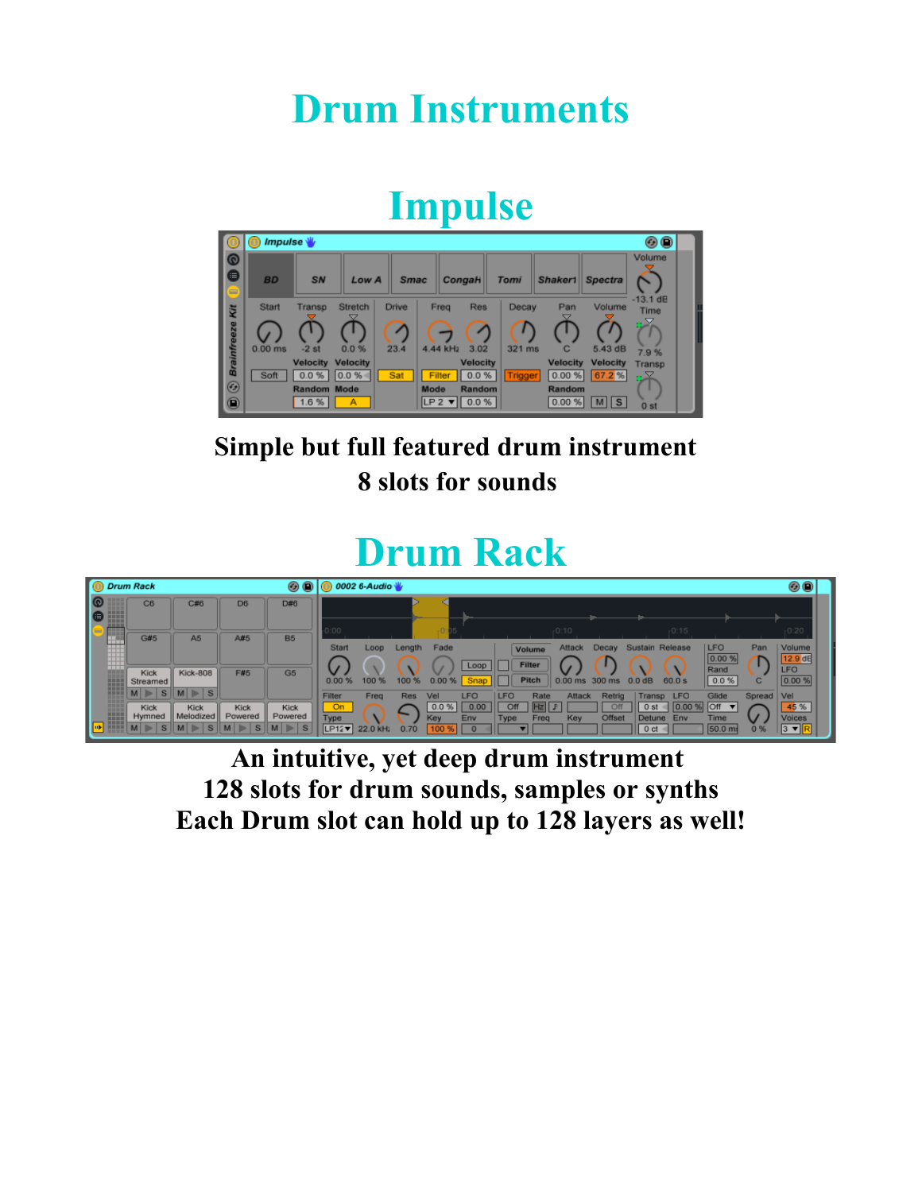# Drum Instruments

## Impulse

**Simple but full featured drum instrument**
**8 slots for sounds**

## Drum Rack

**An intuitive, yet deep drum instrument**
**128 slots for drum sounds, samples or synths**
**Each Drum slot can hold up to 128 layers as well!**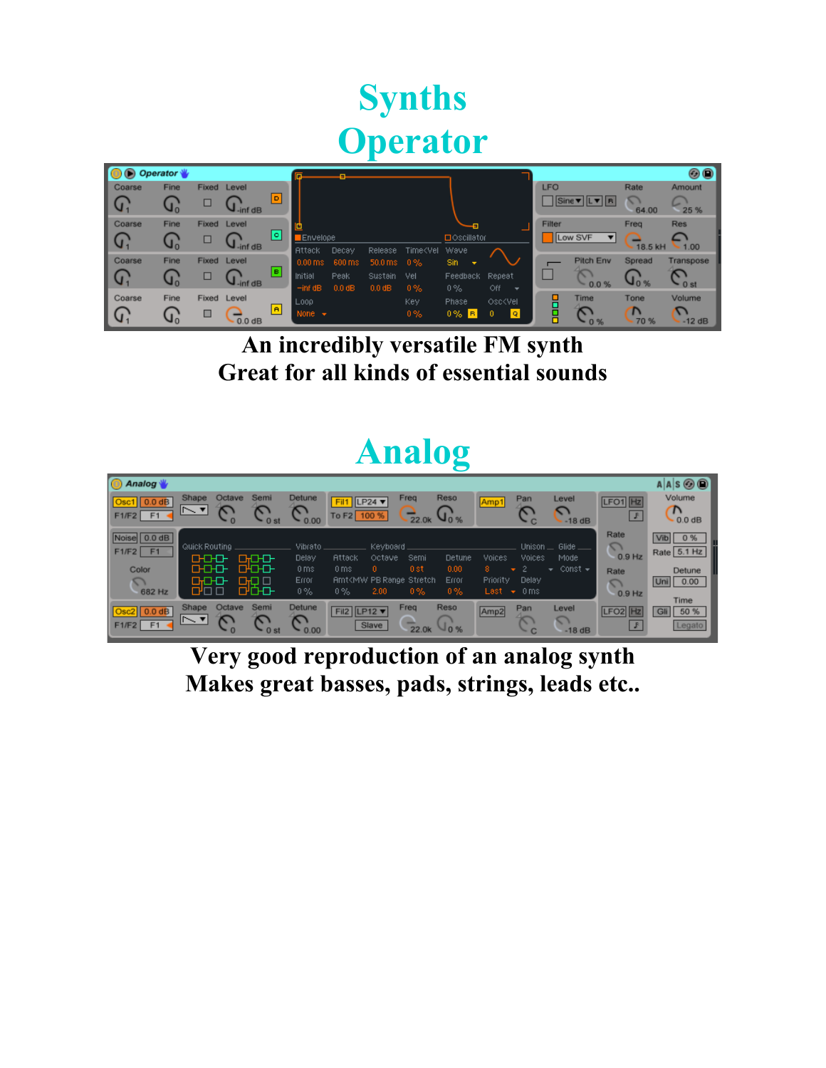# Synths

## Operator

An incredibly versatile FM synth
Great for all kinds of essential sounds

## Analog

Very good reproduction of an analog synth
Makes great basses, pads, strings, leads etc..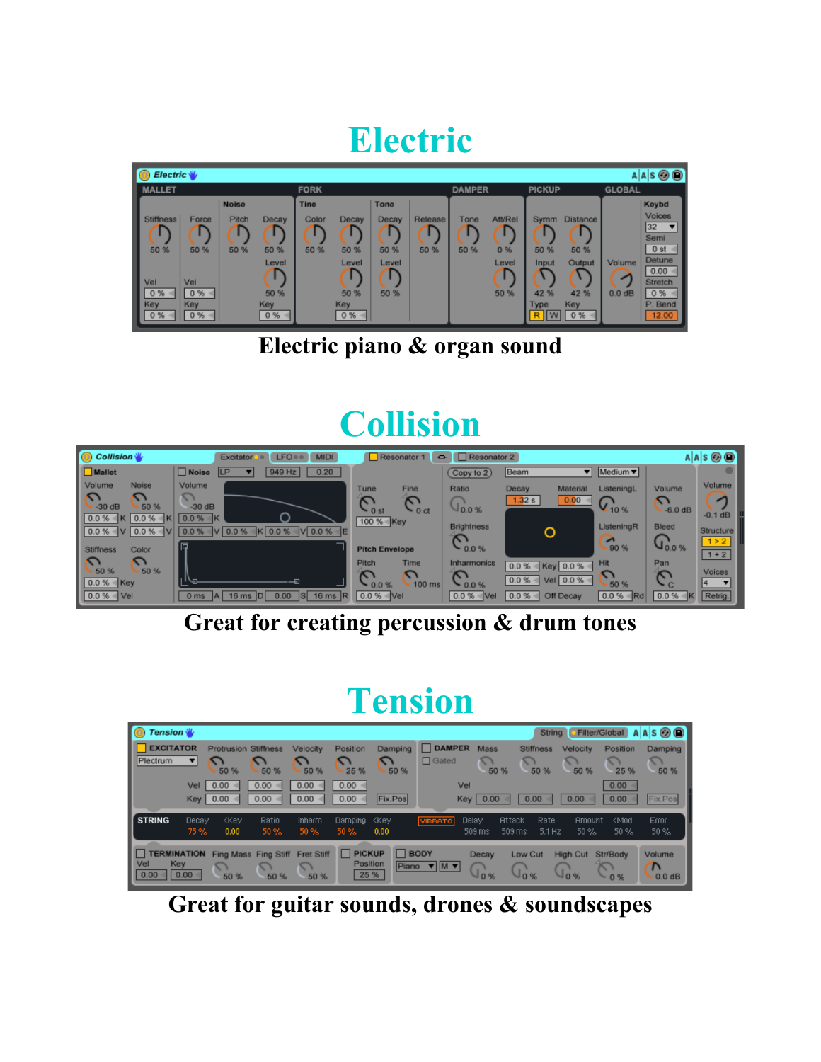# Electric

Electric piano & organ sound

# Collision

Great for creating percussion & drum tones

# Tension

Great for guitar sounds, drones & soundscapes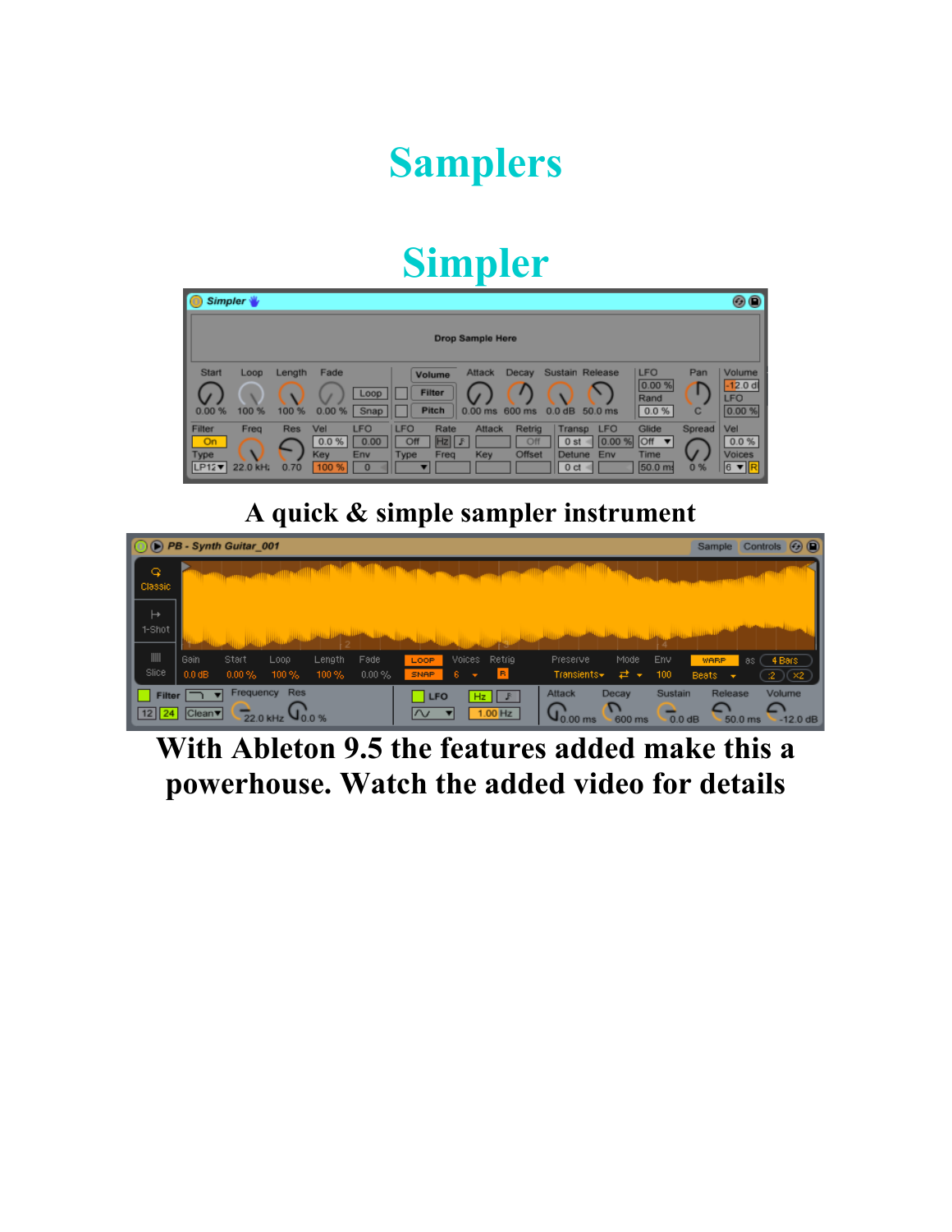# Samplers

## Simpler

A quick & simple sampler instrument

With Ableton 9.5 the features added make this a powerhouse. Watch the added video for details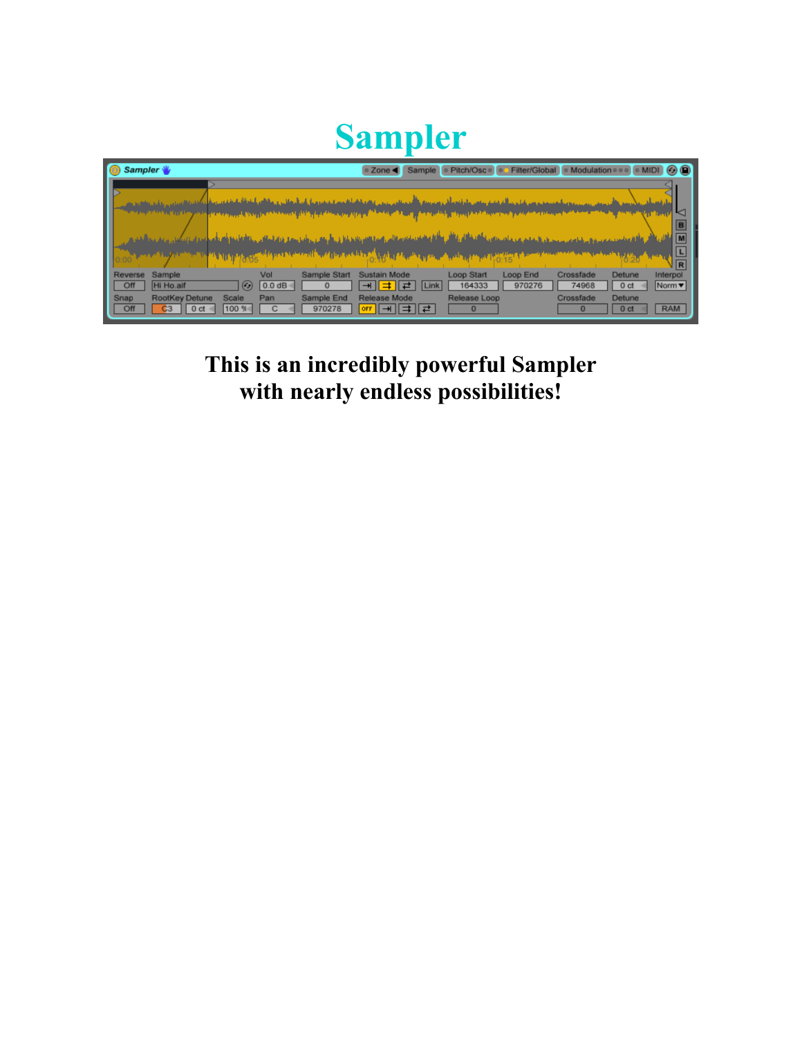# Sampler

**This is an incredibly powerful Sampler with nearly endless possibilities!**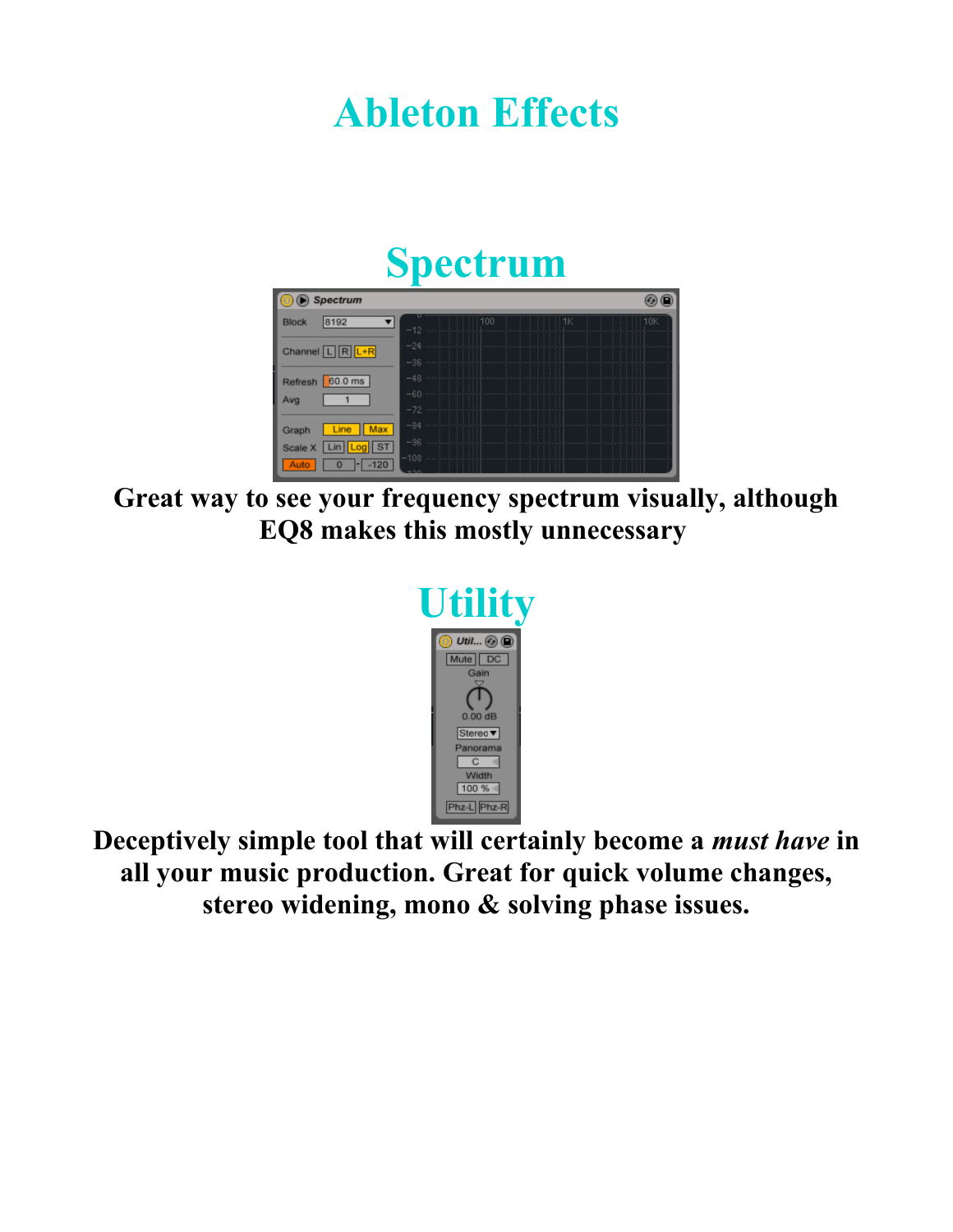# Ableton Effects

## Spectrum

**Great way to see your frequency spectrum visually, although EQ8 makes this mostly unnecessary**

## Utility

**Deceptively simple tool that will certainly become a *must have* in all your music production. Great for quick volume changes, stereo widening, mono & solving phase issues.**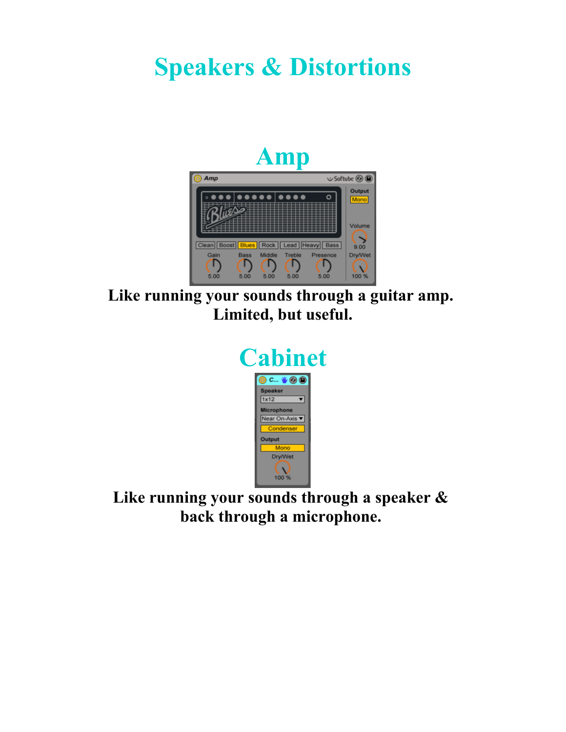# Speakers & Distortions

## Amp

**Like running your sounds through a guitar amp. Limited, but useful.**

## Cabinet

**Like running your sounds through a speaker & back through a microphone.**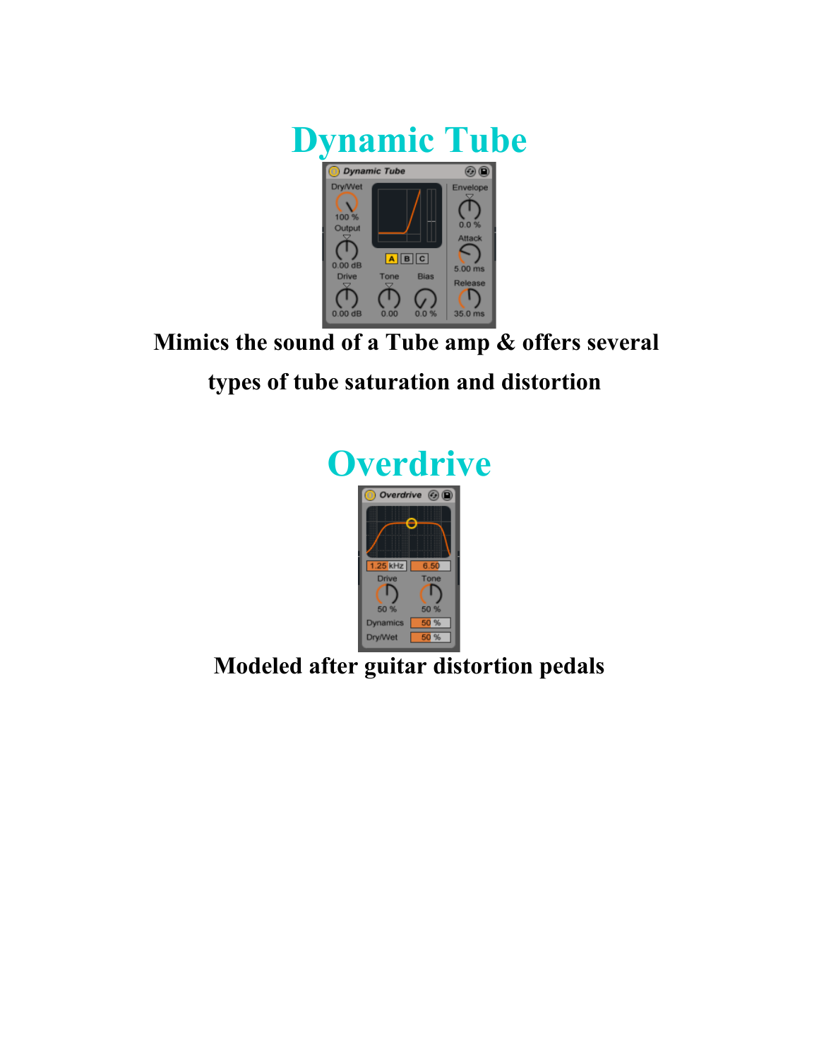# Dynamic Tube

**Mimics the sound of a Tube amp & offers several types of tube saturation and distortion**

# Overdrive

**Modeled after guitar distortion pedals**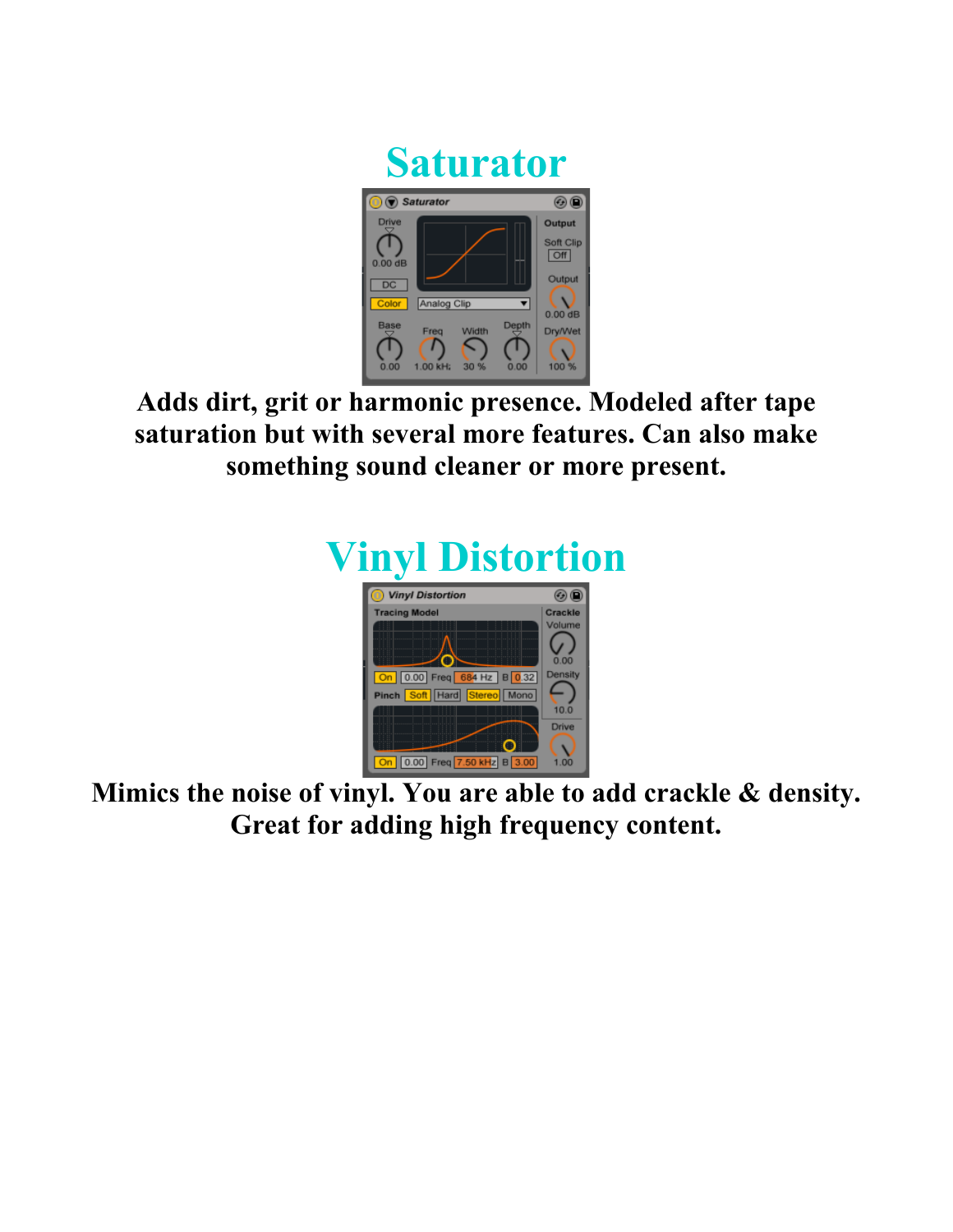# Saturator

**Adds dirt, grit or harmonic presence. Modeled after tape saturation but with several more features. Can also make something sound cleaner or more present.**

# Vinyl Distortion

**Mimics the noise of vinyl. You are able to add crackle & density. Great for adding high frequency content.**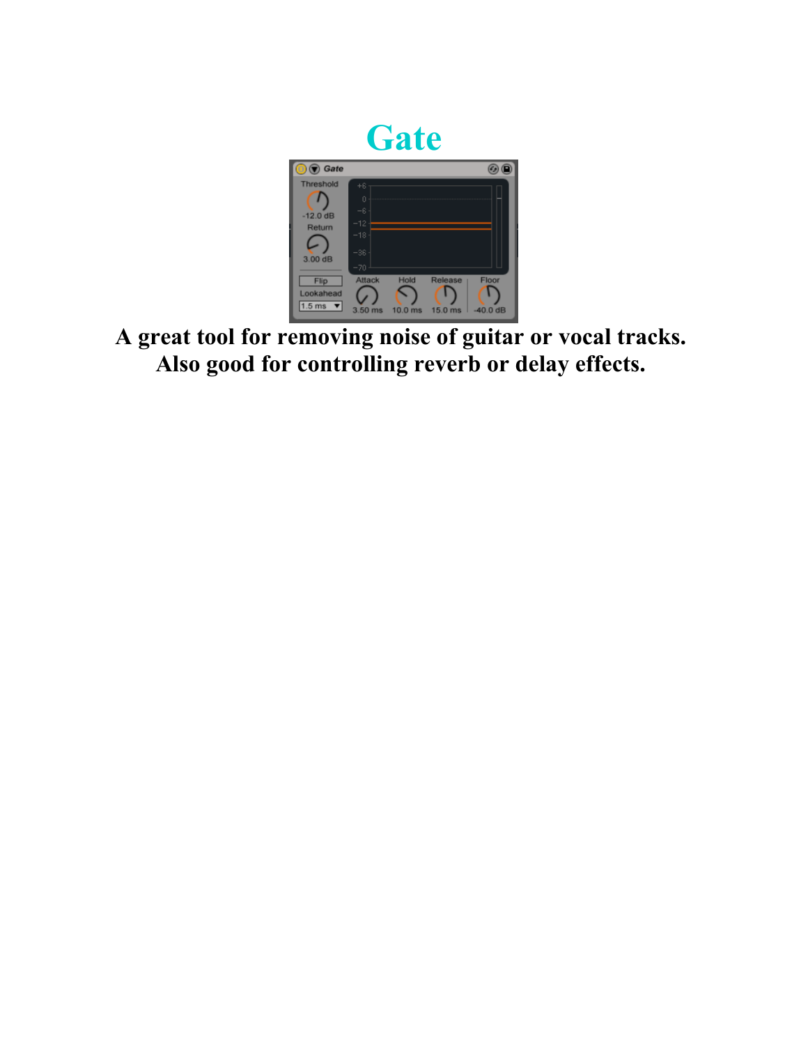# Gate

**A great tool for removing noise of guitar or vocal tracks.**
**Also good for controlling reverb or delay effects.**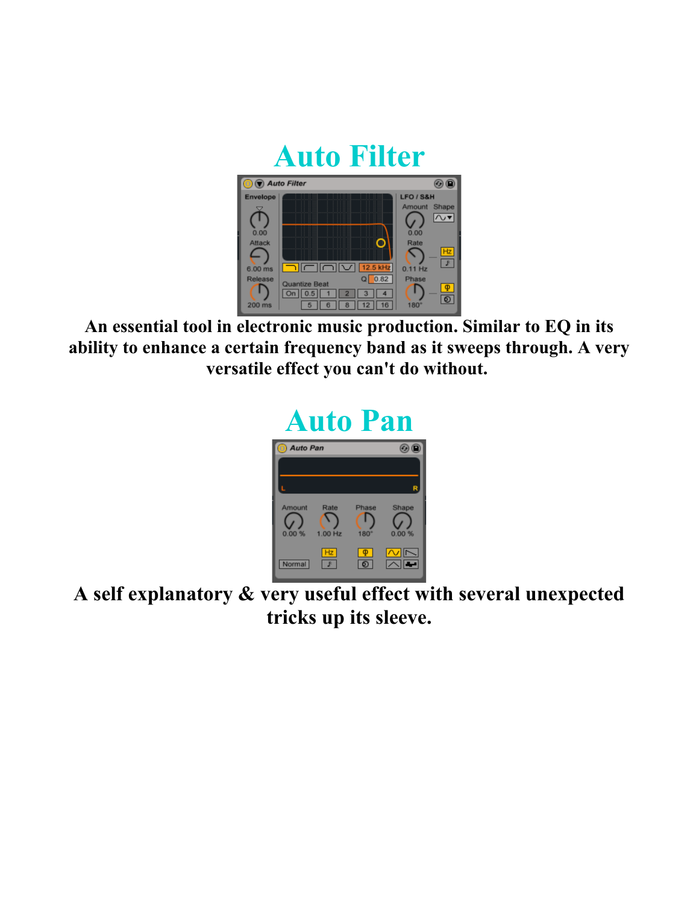# Auto Filter

An essential tool in electronic music production. Similar to EQ in its ability to enhance a certain frequency band as it sweeps through. A very versatile effect you can't do without.

# Auto Pan

A self explanatory & very useful effect with several unexpected tricks up its sleeve.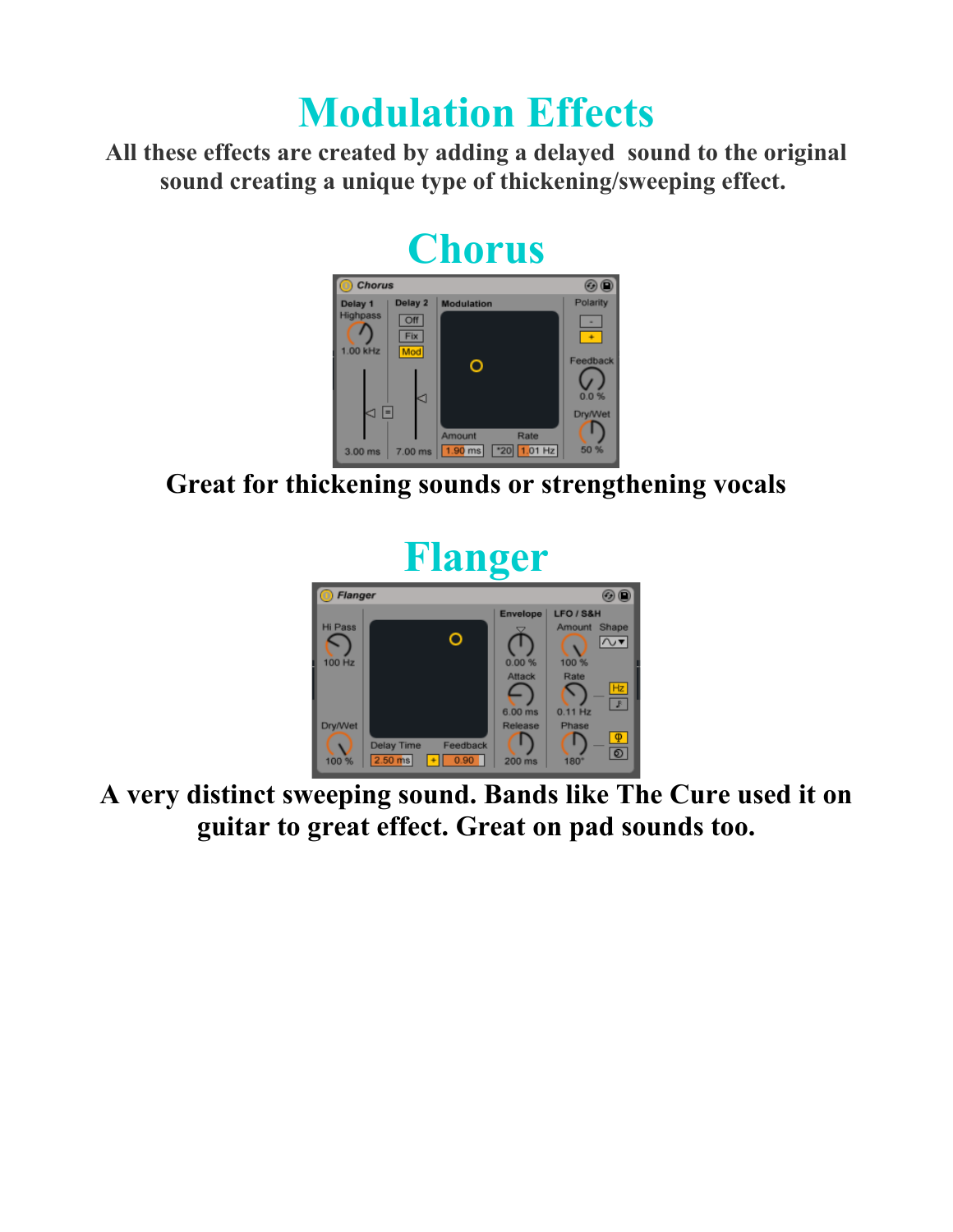# Modulation Effects

**All these effects are created by adding a delayed sound to the original sound creating a unique type of thickening/sweeping effect.**

## Chorus

**Great for thickening sounds or strengthening vocals**

## Flanger

**A very distinct sweeping sound. Bands like The Cure used it on guitar to great effect. Great on pad sounds too.**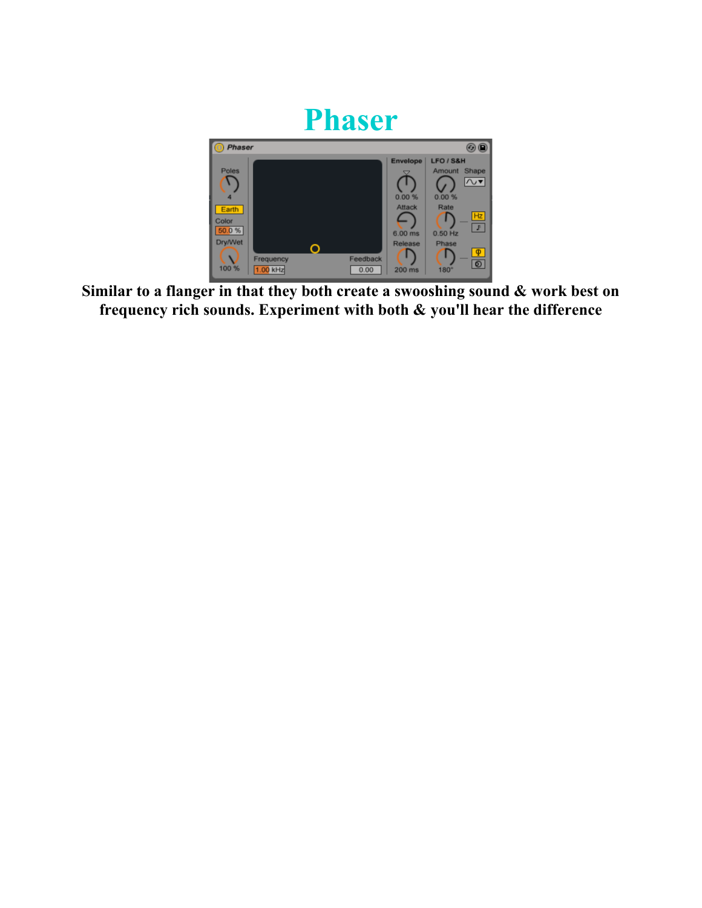# Phaser

**Similar to a flanger in that they both create a swooshing sound & work best on frequency rich sounds. Experiment with both & you'll hear the difference**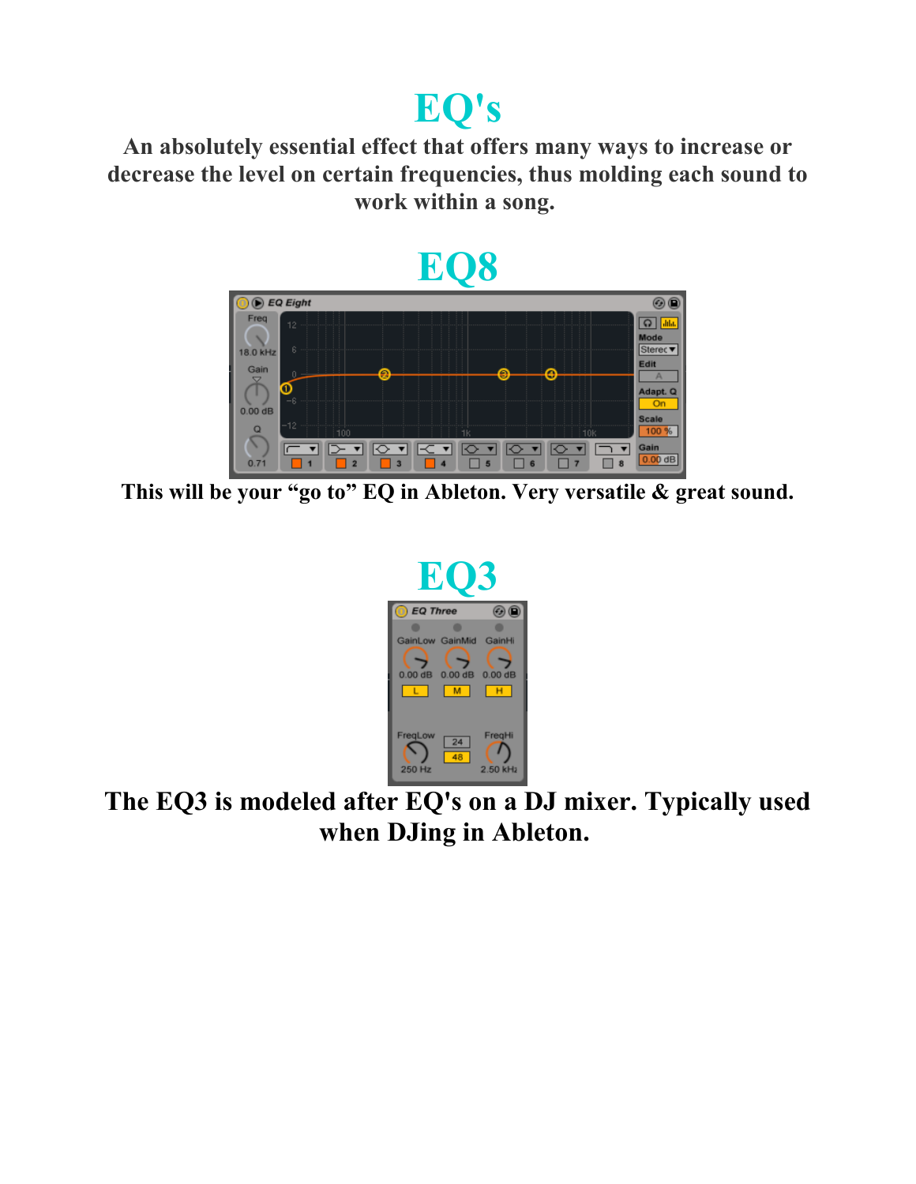# EQ's

**An absolutely essential effect that offers many ways to increase or decrease the level on certain frequencies, thus molding each sound to work within a song.**

## EQ8

**This will be your "go to" EQ in Ableton. Very versatile & great sound.**

## EQ3

**The EQ3 is modeled after EQ's on a DJ mixer. Typically used when DJing in Ableton.**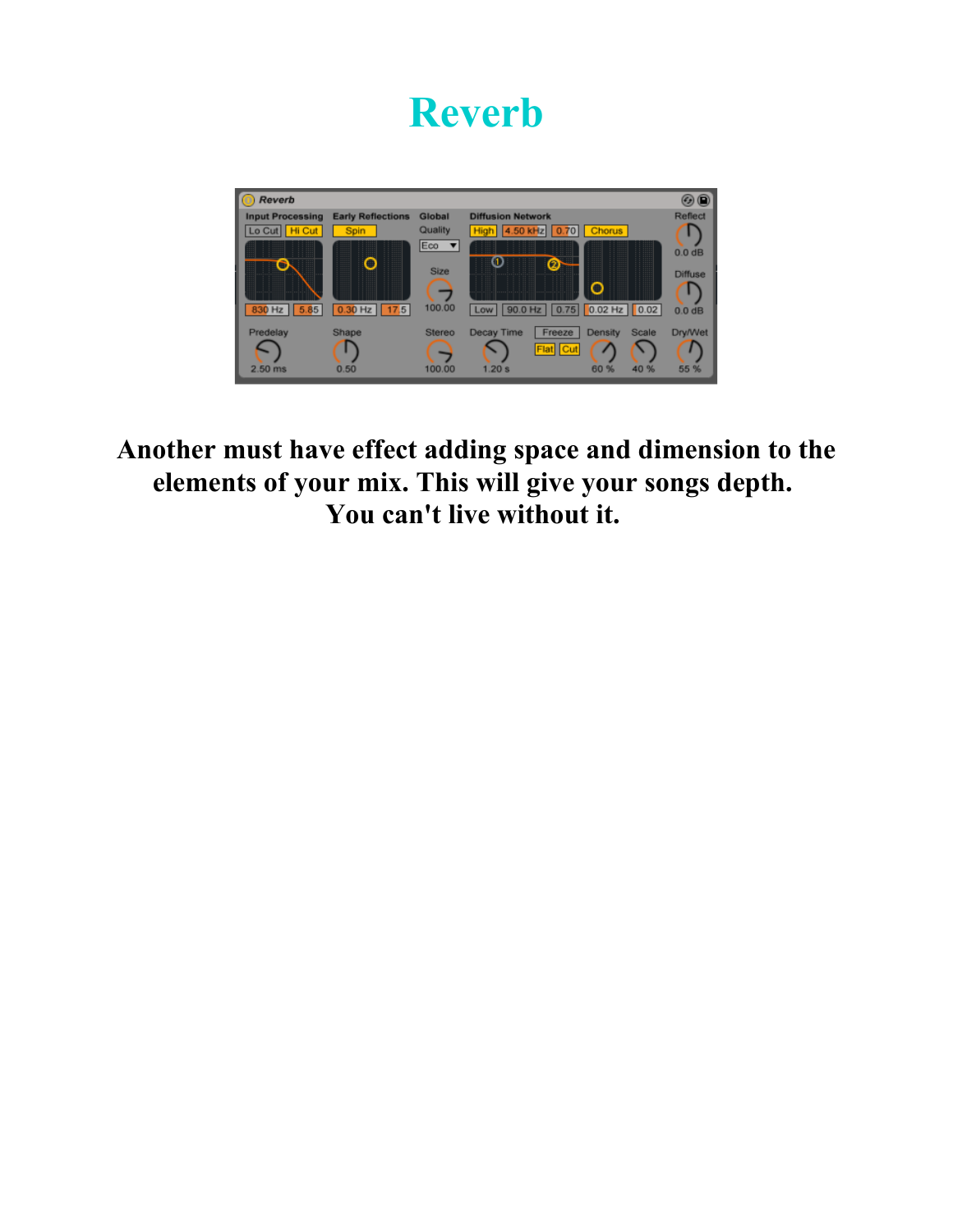# Reverb

**Another must have effect adding space and dimension to the elements of your mix. This will give your songs depth. You can't live without it.**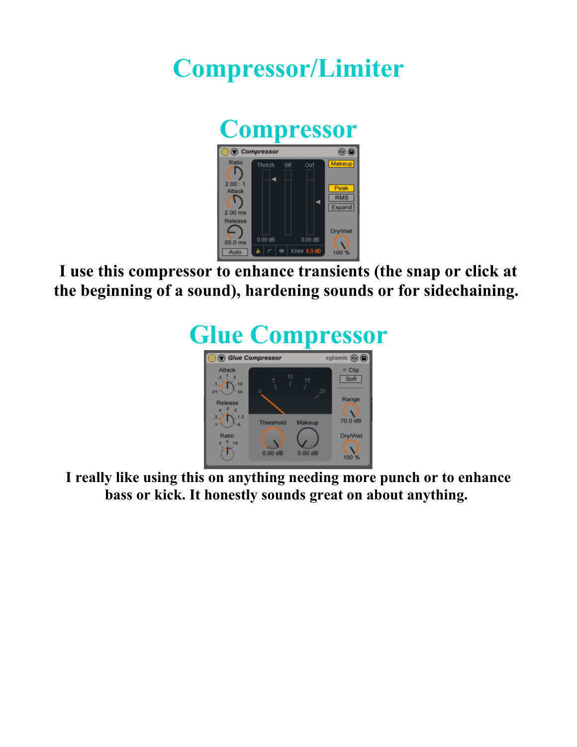# Compressor/Limiter

## Compressor

**I use this compressor to enhance transients (the snap or click at the beginning of a sound), hardening sounds or for sidechaining.**

## Glue Compressor

**I really like using this on anything needing more punch or to enhance bass or kick. It honestly sounds great on about anything.**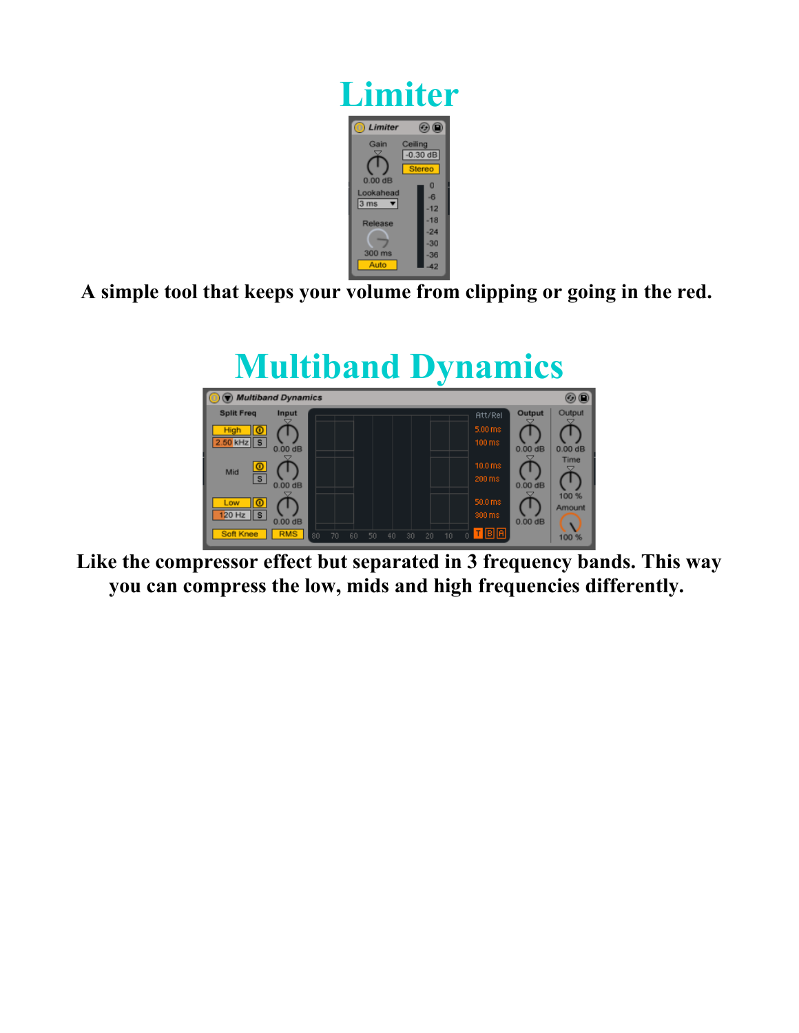# Limiter

A simple tool that keeps your volume from clipping or going in the red.

# Multiband Dynamics

Like the compressor effect but separated in 3 frequency bands. This way you can compress the low, mids and high frequencies differently.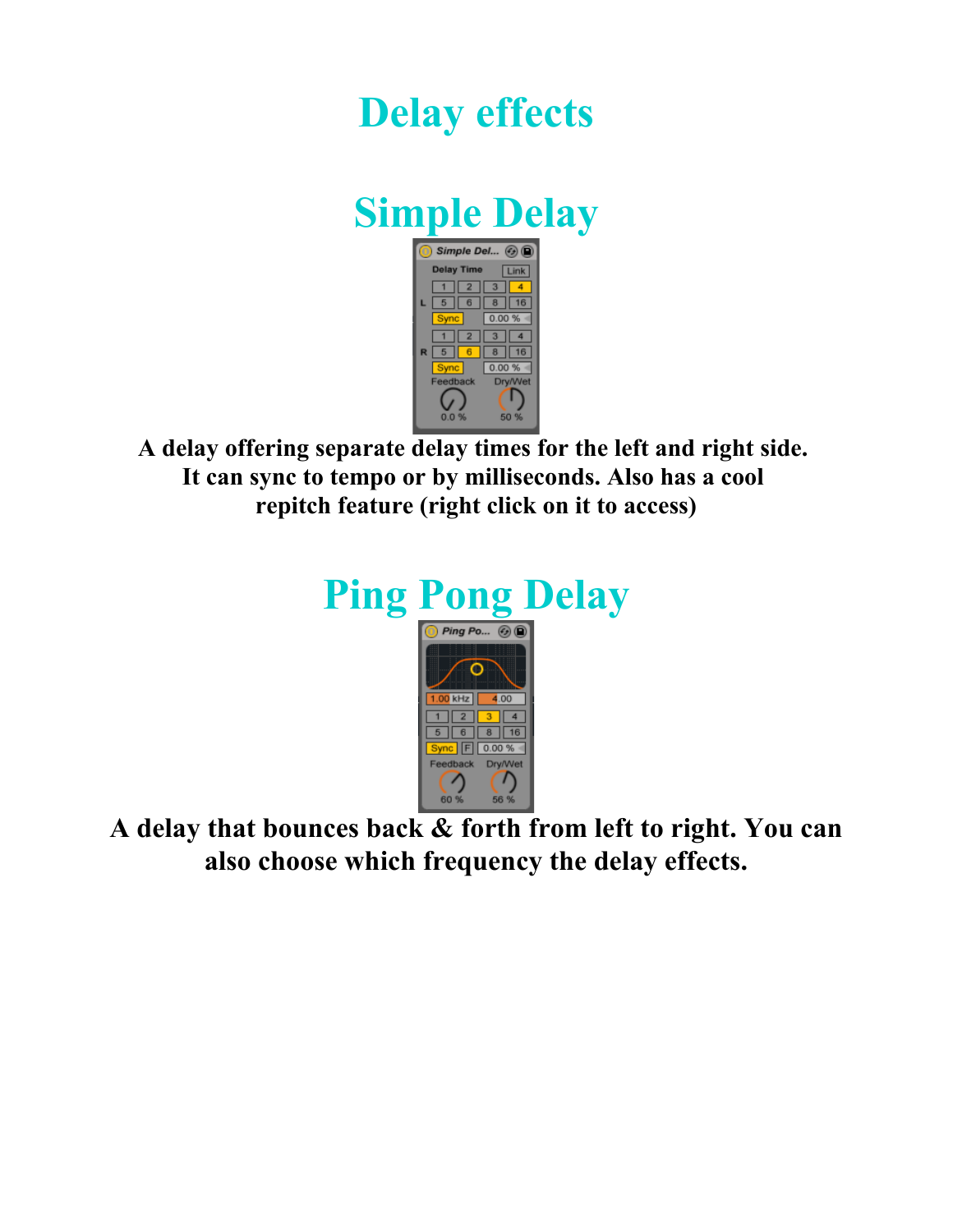# Delay effects

## Simple Delay

**A delay offering separate delay times for the left and right side. It can sync to tempo or by milliseconds. Also has a cool repitch feature (right click on it to access)**

## Ping Pong Delay

**A delay that bounces back & forth from left to right. You can also choose which frequency the delay effects.**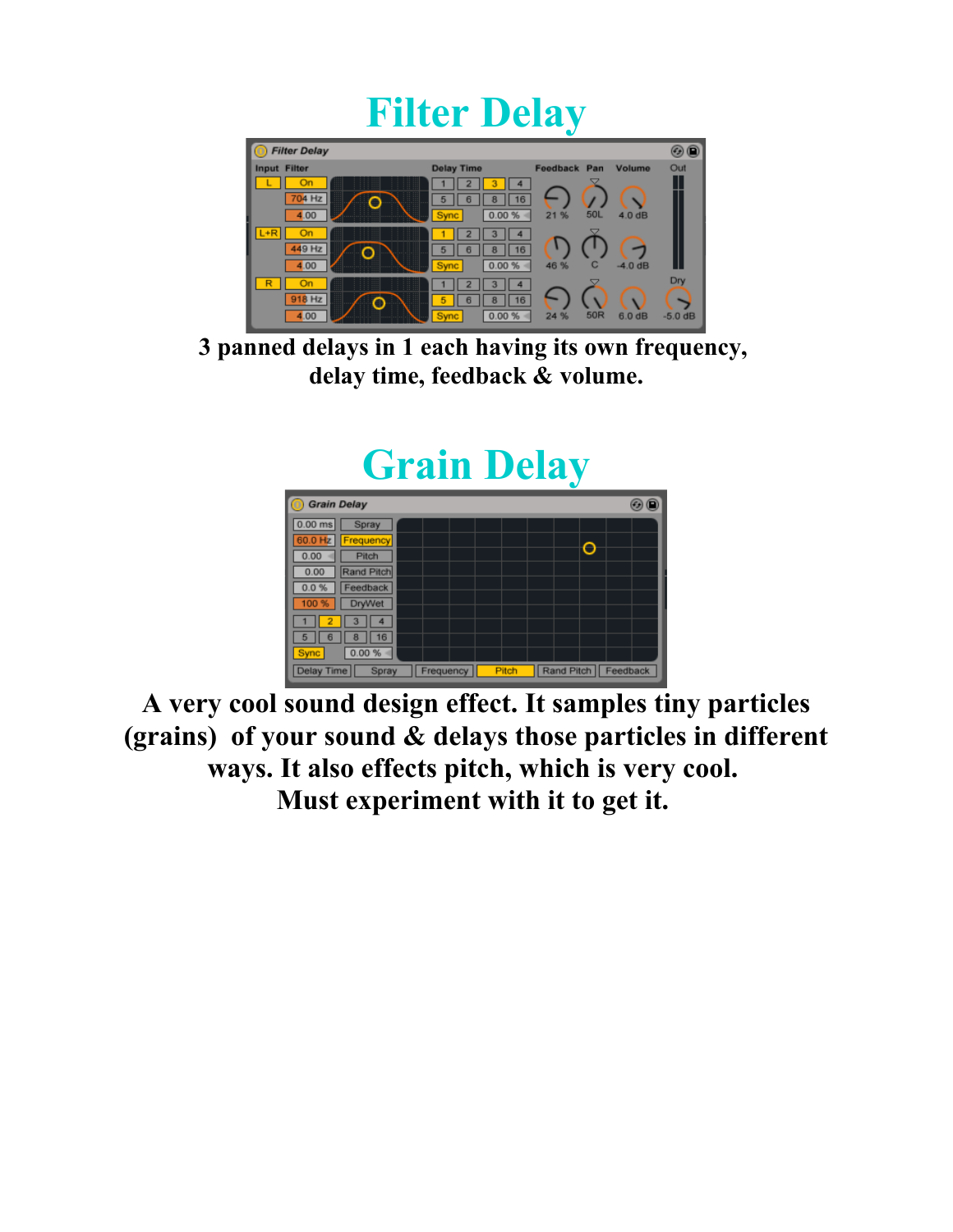# Filter Delay

3 panned delays in 1 each having its own frequency, delay time, feedback & volume.

# Grain Delay

A very cool sound design effect. It samples tiny particles (grains) of your sound & delays those particles in different ways. It also effects pitch, which is very cool. Must experiment with it to get it.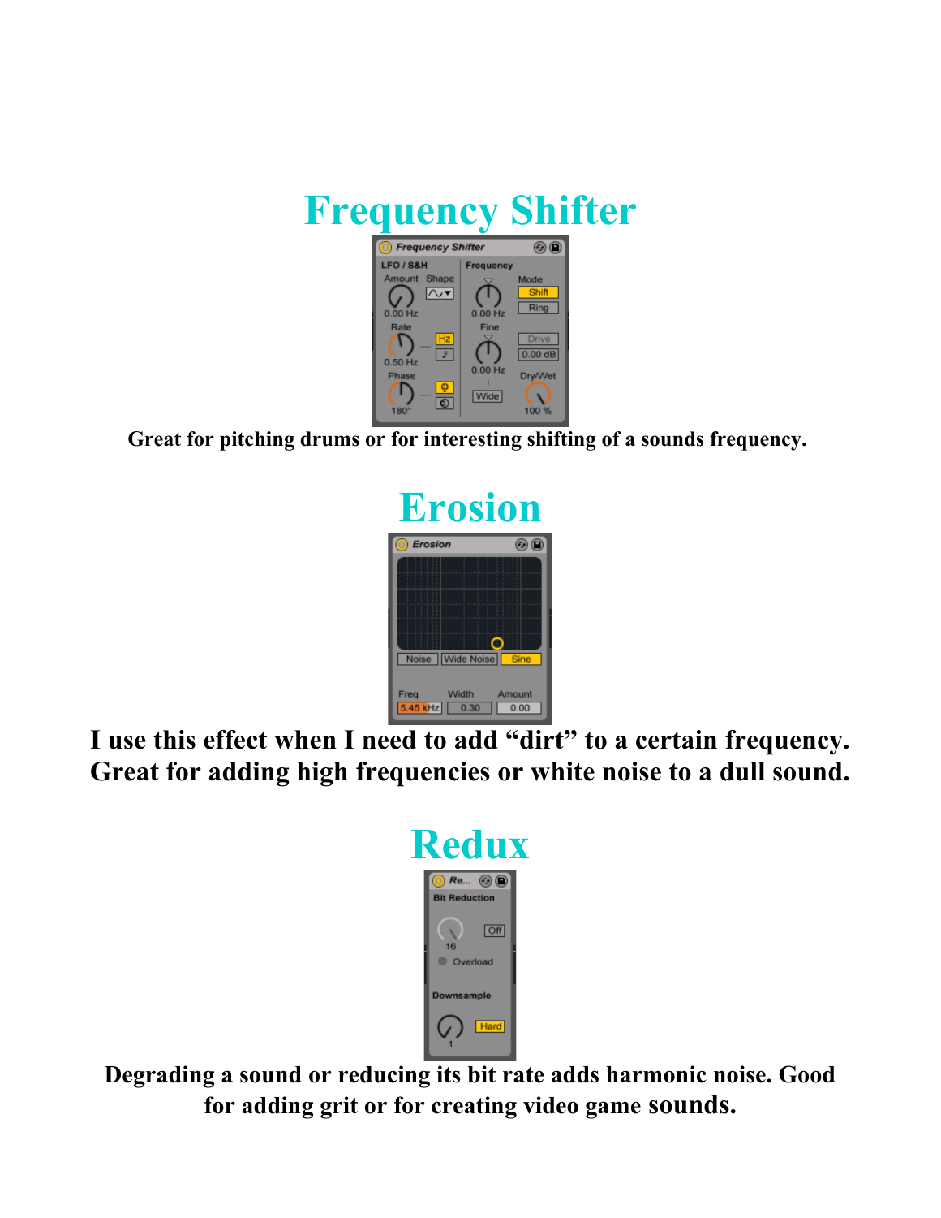# Frequency Shifter

Great for pitching drums or for interesting shifting of a sounds frequency.

# Erosion

**I use this effect when I need to add “dirt” to a certain frequency. Great for adding high frequencies or white noise to a dull sound.**

# Redux

**Degrading a sound or reducing its bit rate adds harmonic noise. Good for adding grit or for creating video game sounds.**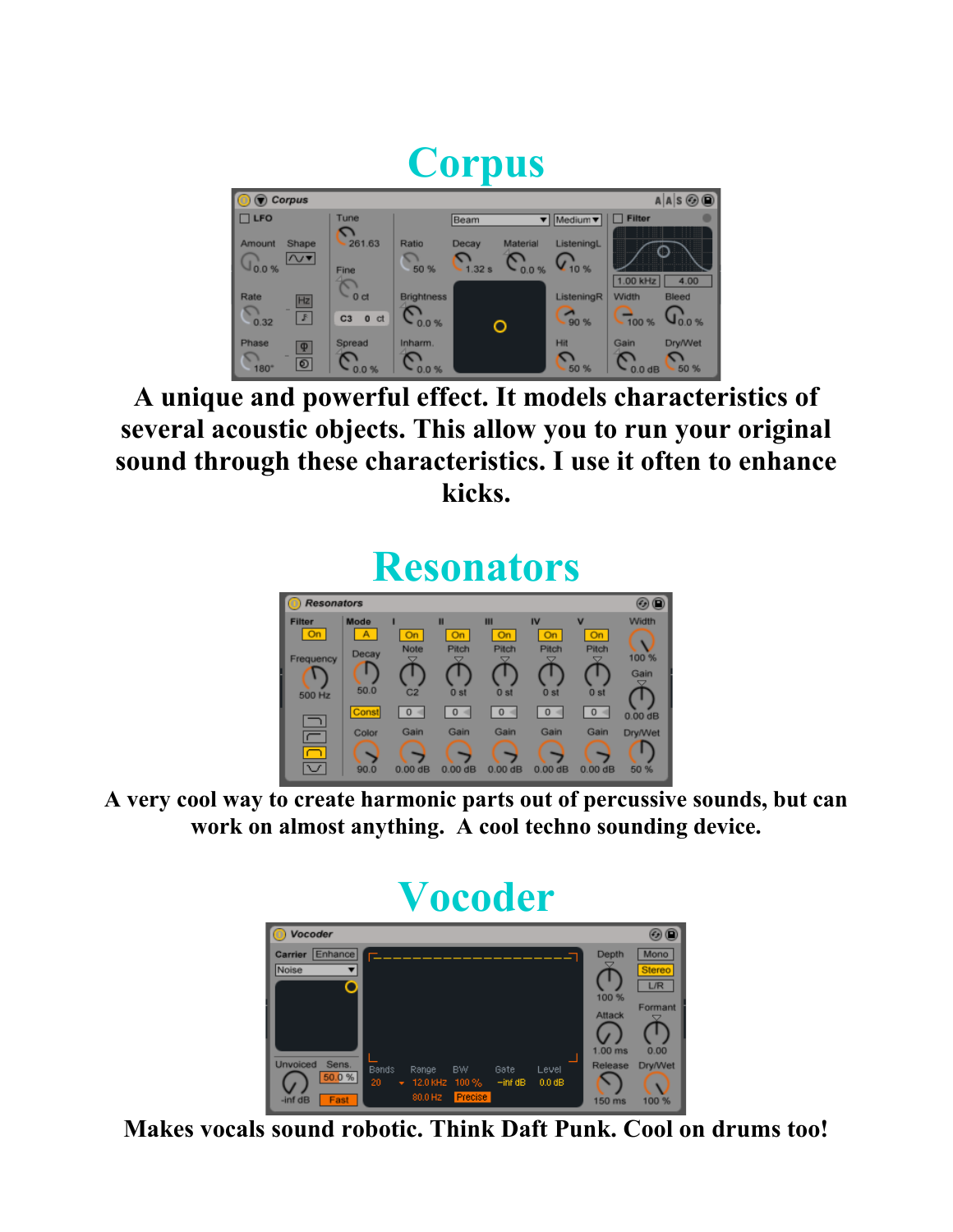# Corpus

A unique and powerful effect. It models characteristics of several acoustic objects. This allow you to run your original sound through these characteristics. I use it often to enhance kicks.

# Resonators

A very cool way to create harmonic parts out of percussive sounds, but can work on almost anything. A cool techno sounding device.

# Vocoder

Makes vocals sound robotic. Think Daft Punk. Cool on drums too!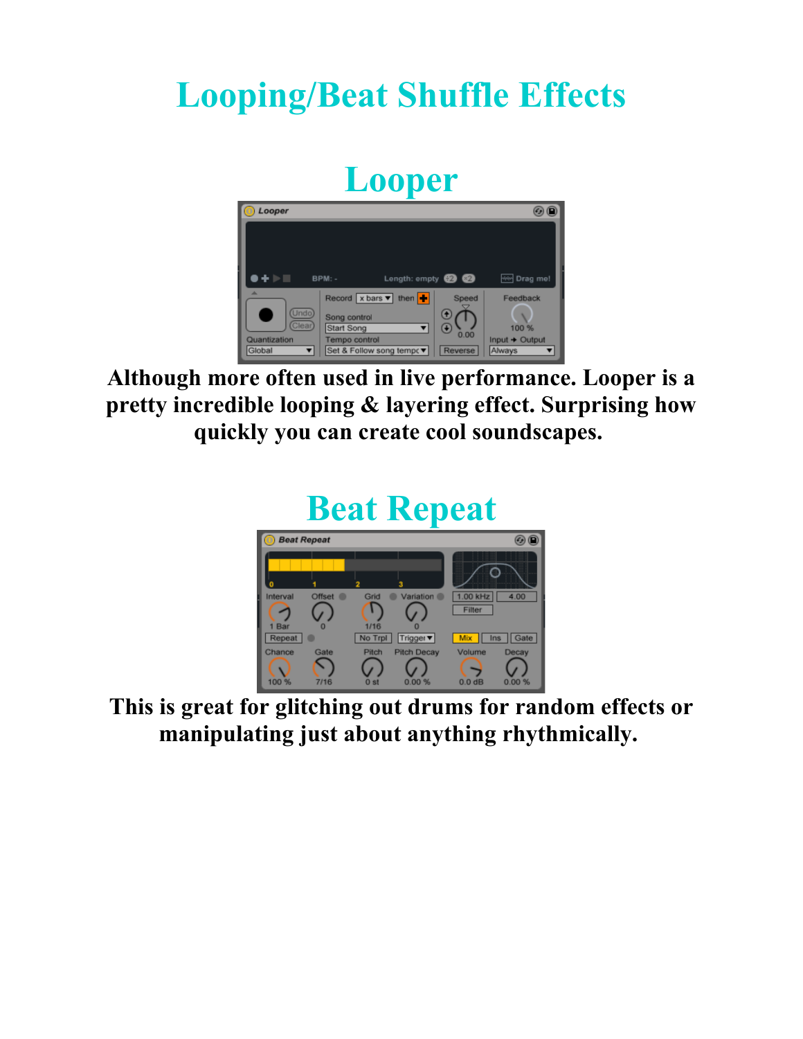# Looping/Beat Shuffle Effects

## Looper

**Although more often used in live performance. Looper is a pretty incredible looping & layering effect. Surprising how quickly you can create cool soundscapes.**

## Beat Repeat

**This is great for glitching out drums for random effects or manipulating just about anything rhythmically.**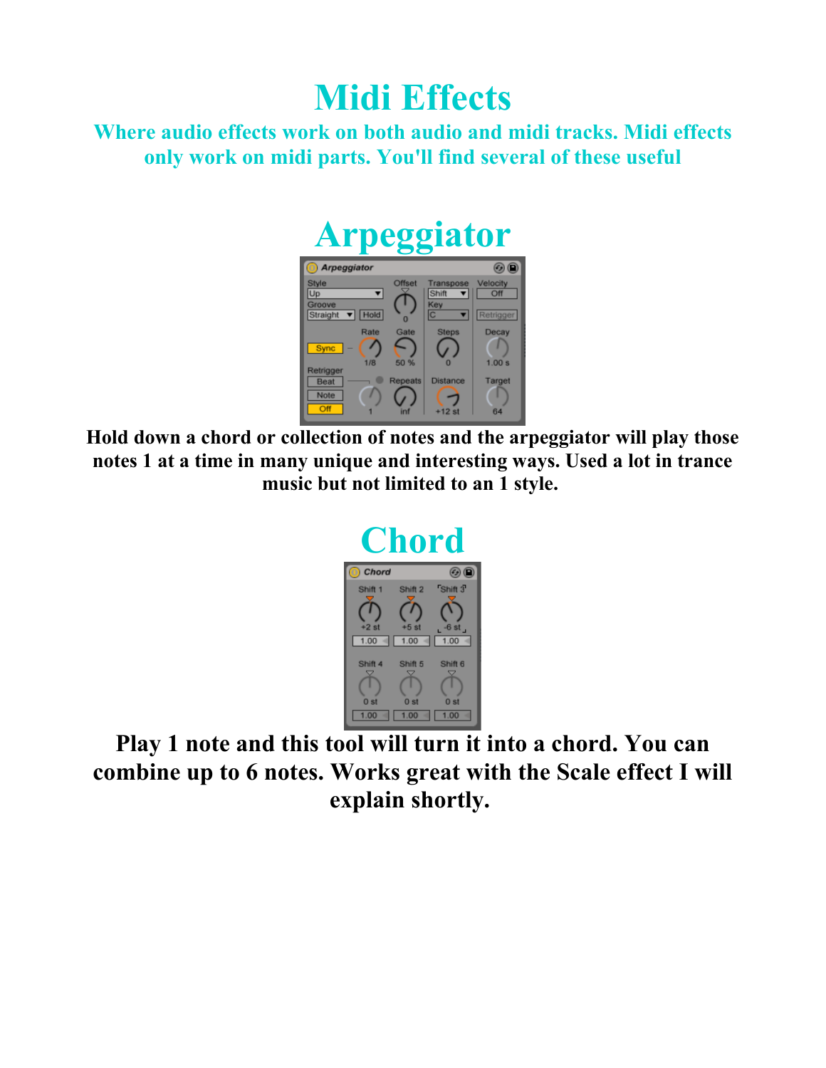# Midi Effects

**Where audio effects work on both audio and midi tracks. Midi effects only work on midi parts. You'll find several of these useful**

## Arpeggiator

**Hold down a chord or collection of notes and the arpeggiator will play those notes 1 at a time in many unique and interesting ways. Used a lot in trance music but not limited to an 1 style.**

## Chord

**Play 1 note and this tool will turn it into a chord. You can combine up to 6 notes. Works great with the Scale effect I will explain shortly.**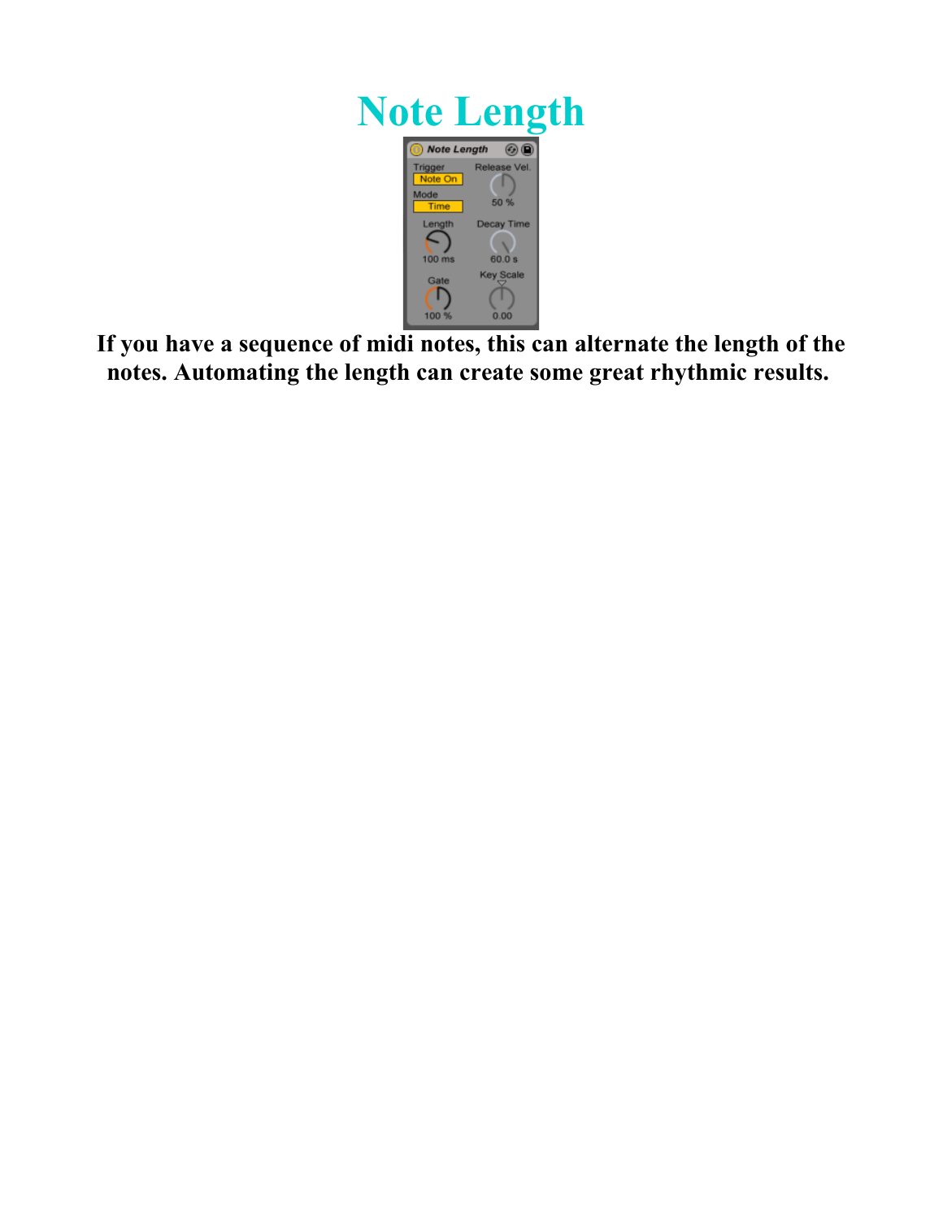# Note Length

**If you have a sequence of midi notes, this can alternate the length of the notes. Automating the length can create some great rhythmic results.**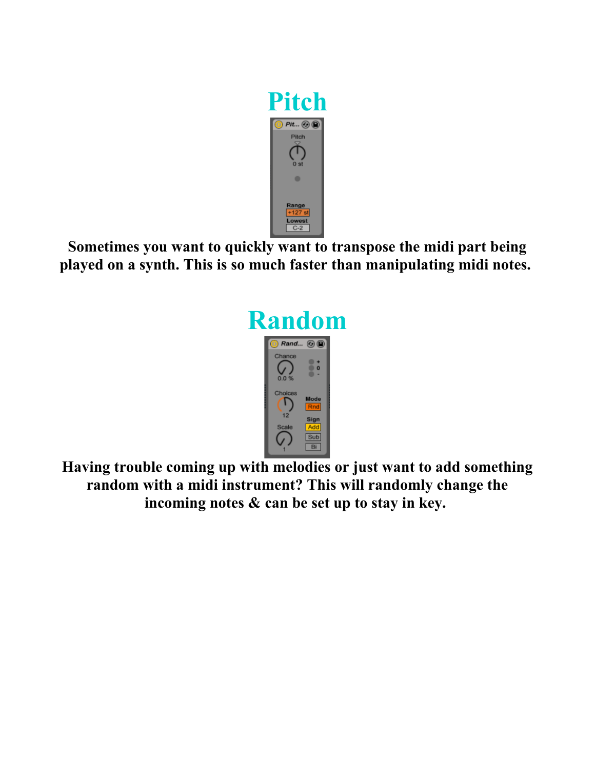# Pitch

Sometimes you want to quickly want to transpose the midi part being played on a synth. This is so much faster than manipulating midi notes.

# Random

Having trouble coming up with melodies or just want to add something random with a midi instrument? This will randomly change the incoming notes & can be set up to stay in key.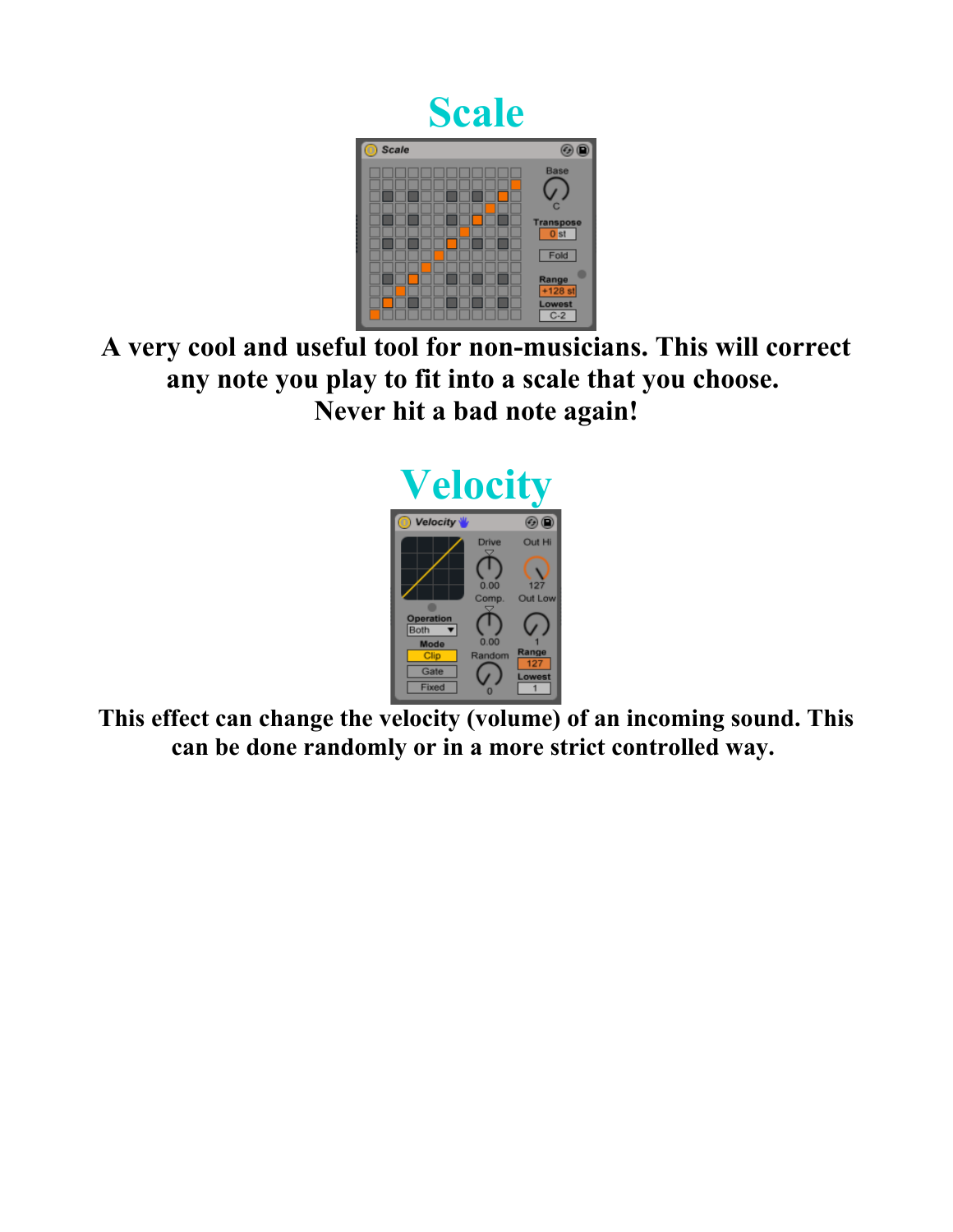# Scale

**A very cool and useful tool for non-musicians. This will correct any note you play to fit into a scale that you choose. Never hit a bad note again!**

# Velocity

**This effect can change the velocity (volume) of an incoming sound. This can be done randomly or in a more strict controlled way.**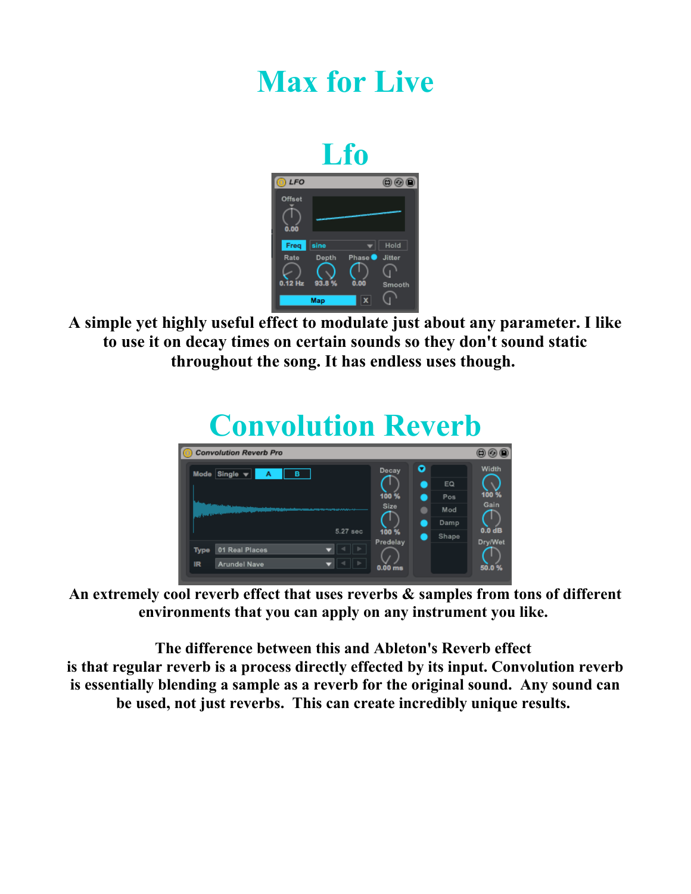# Max for Live

## Lfo

**A simple yet highly useful effect to modulate just about any parameter. I like to use it on decay times on certain sounds so they don't sound static throughout the song. It has endless uses though.**

## Convolution Reverb

**An extremely cool reverb effect that uses reverbs & samples from tons of different environments that you can apply on any instrument you like.**

**The difference between this and Ableton's Reverb effect is that regular reverb is a process directly effected by its input. Convolution reverb is essentially blending a sample as a reverb for the original sound. Any sound can be used, not just reverbs. This can create incredibly unique results.**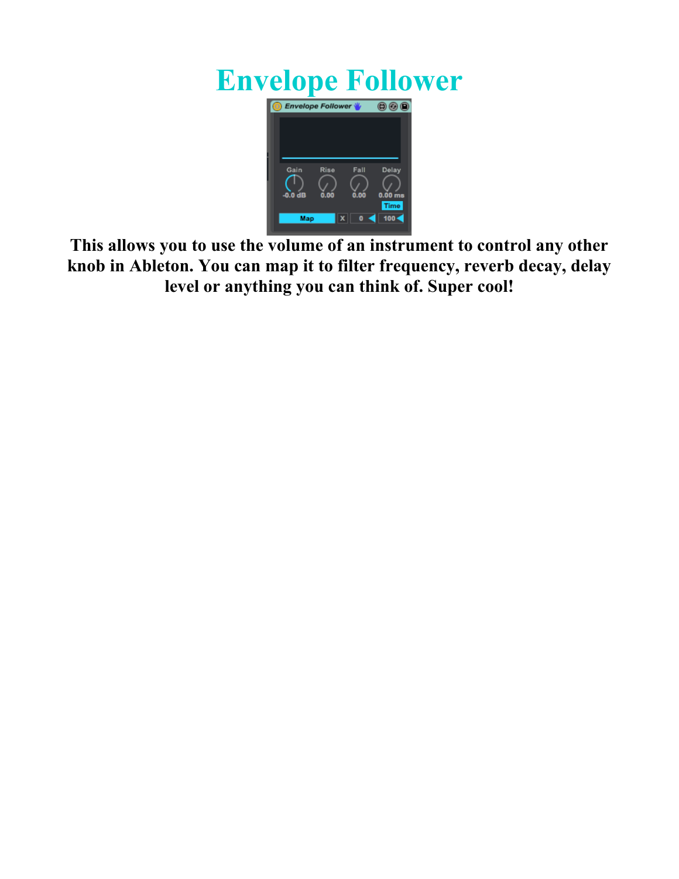# Envelope Follower

**This allows you to use the volume of an instrument to control any other knob in Ableton. You can map it to filter frequency, reverb decay, delay level or anything you can think of. Super cool!**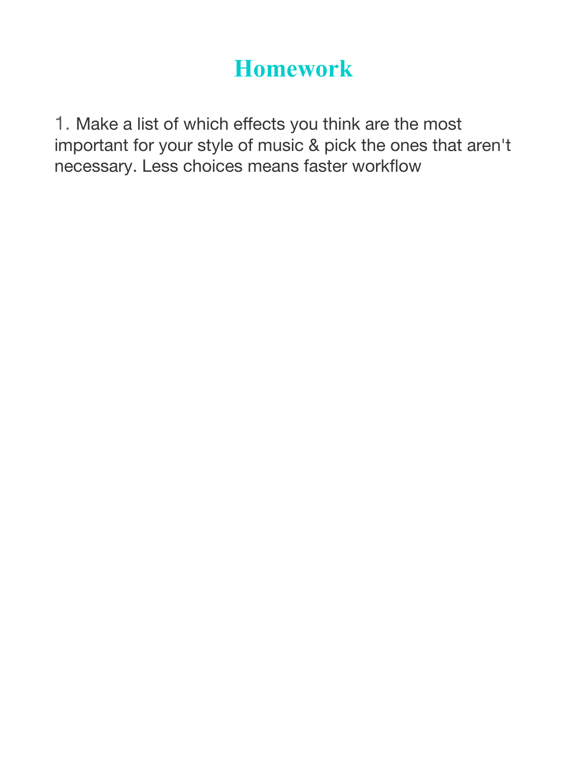# Homework

1. Make a list of which effects you think are the most important for your style of music & pick the ones that aren't necessary. Less choices means faster workflow